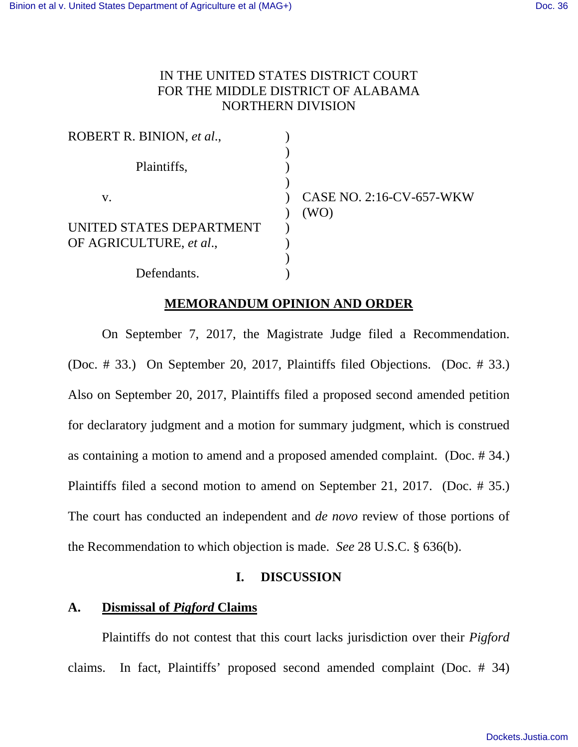IN THE UNITED STATES DISTRICT COURT
FOR THE MIDDLE DISTRICT OF ALABAMA
NORTHERN DIVISION

| | | |
|---|---|---|
| ROBERT R. BINION, *et al.*, | ) | |
| | ) | |
| Plaintiffs, | ) | |
| | ) | |
| v. | ) | CASE NO. 2:16-CV-657-WKW |
| | ) | (WO) |
| UNITED STATES DEPARTMENT OF AGRICULTURE, *et al.*, | ) | |
| | ) | |
| Defendants. | ) | |

## MEMORANDUM OPINION AND ORDER

On September 7, 2017, the Magistrate Judge filed a Recommendation. (Doc. # 33.) On September 20, 2017, Plaintiffs filed Objections. (Doc. # 33.) Also on September 20, 2017, Plaintiffs filed a proposed second amended petition for declaratory judgment and a motion for summary judgment, which is construed as containing a motion to amend and a proposed amended complaint. (Doc. # 34.) Plaintiffs filed a second motion to amend on September 21, 2017. (Doc. # 35.) The court has conducted an independent and *de novo* review of those portions of the Recommendation to which objection is made. *See* 28 U.S.C. § 636(b).

## I. DISCUSSION

### A. Dismissal of *Pigford* Claims

Plaintiffs do not contest that this court lacks jurisdiction over their *Pigford* claims. In fact, Plaintiffs' proposed second amended complaint (Doc. # 34)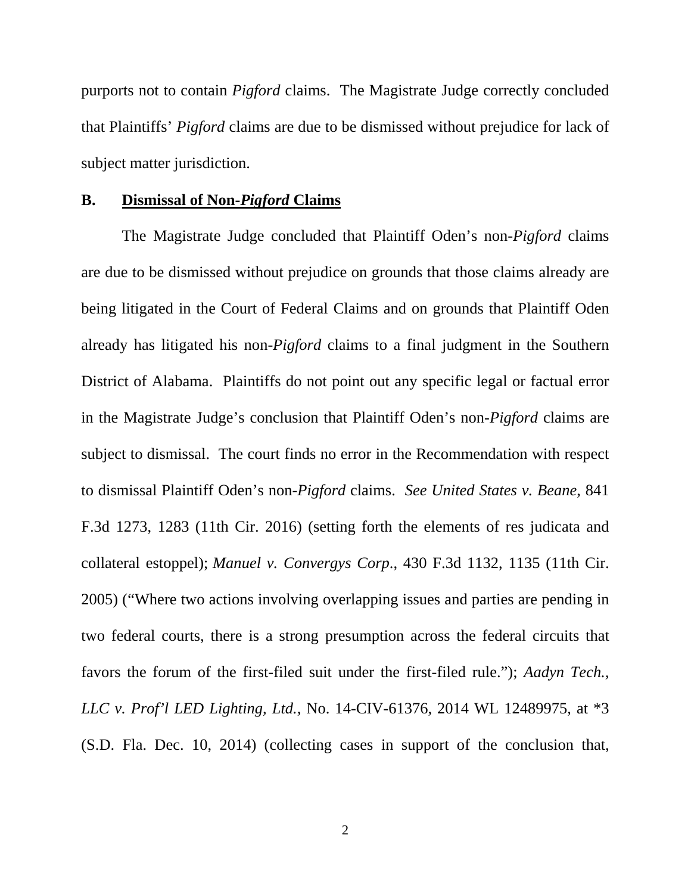purports not to contain *Pigford* claims. The Magistrate Judge correctly concluded that Plaintiffs' *Pigford* claims are due to be dismissed without prejudice for lack of subject matter jurisdiction.

**B. <u>Dismissal of Non-*Pigford* Claims</u>**

The Magistrate Judge concluded that Plaintiff Oden's non-*Pigford* claims are due to be dismissed without prejudice on grounds that those claims already are being litigated in the Court of Federal Claims and on grounds that Plaintiff Oden already has litigated his non-*Pigford* claims to a final judgment in the Southern District of Alabama. Plaintiffs do not point out any specific legal or factual error in the Magistrate Judge's conclusion that Plaintiff Oden's non-*Pigford* claims are subject to dismissal. The court finds no error in the Recommendation with respect to dismissal Plaintiff Oden's non-*Pigford* claims. *See United States v. Beane*, 841 F.3d 1273, 1283 (11th Cir. 2016) (setting forth the elements of res judicata and collateral estoppel); *Manuel v. Convergys Corp*., 430 F.3d 1132, 1135 (11th Cir. 2005) ("Where two actions involving overlapping issues and parties are pending in two federal courts, there is a strong presumption across the federal circuits that favors the forum of the first-filed suit under the first-filed rule."); *Aadyn Tech., LLC v. Prof'l LED Lighting, Ltd.*, No. 14-CIV-61376, 2014 WL 12489975, at *3 (S.D. Fla. Dec. 10, 2014) (collecting cases in support of the conclusion that,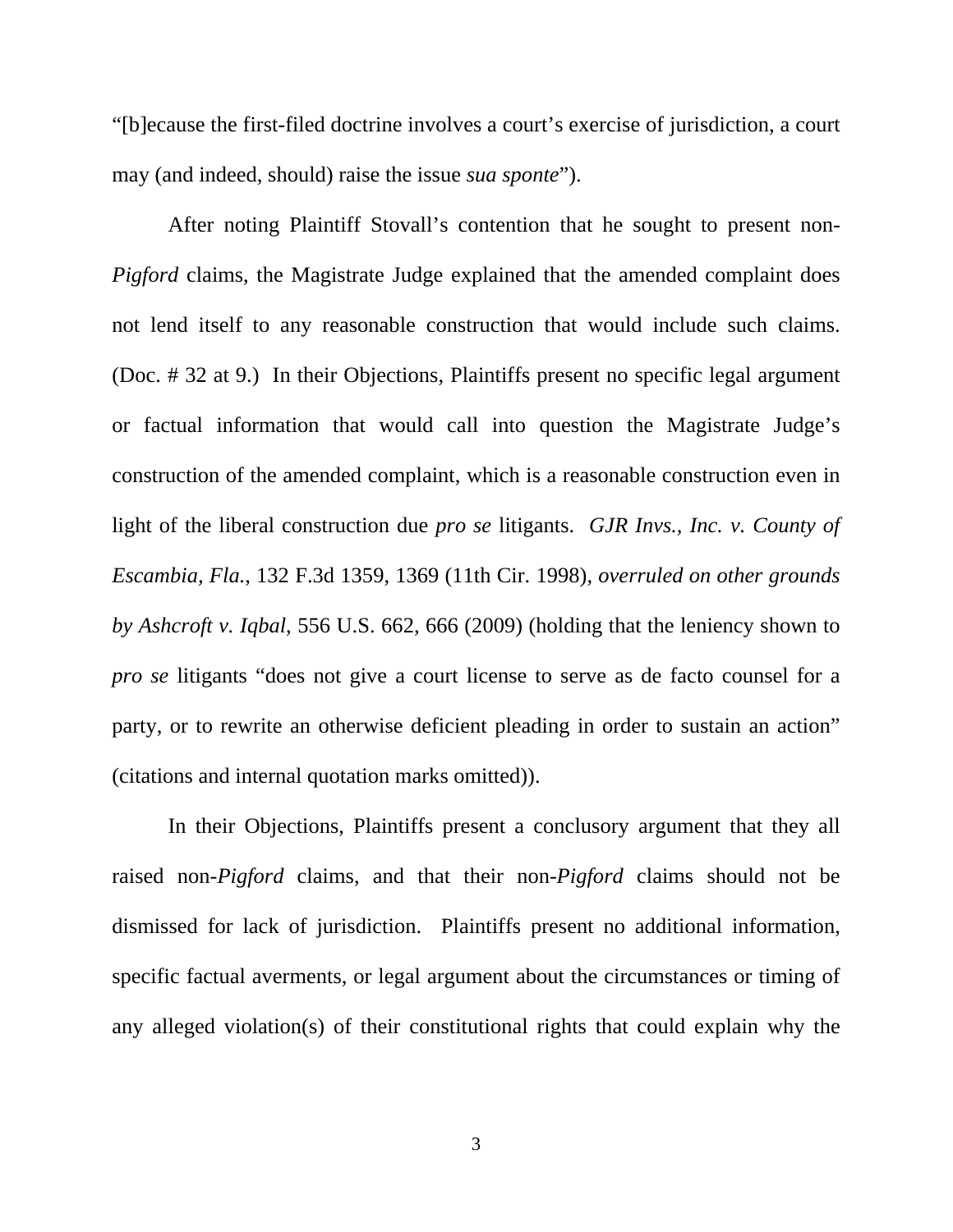"[b]ecause the first-filed doctrine involves a court's exercise of jurisdiction, a court may (and indeed, should) raise the issue *sua sponte*").

After noting Plaintiff Stovall's contention that he sought to present non-*Pigford* claims, the Magistrate Judge explained that the amended complaint does not lend itself to any reasonable construction that would include such claims. (Doc. # 32 at 9.) In their Objections, Plaintiffs present no specific legal argument or factual information that would call into question the Magistrate Judge's construction of the amended complaint, which is a reasonable construction even in light of the liberal construction due *pro se* litigants. *GJR Invs., Inc. v. County of Escambia, Fla.*, 132 F.3d 1359, 1369 (11th Cir. 1998), *overruled on other grounds by Ashcroft v. Iqbal*, 556 U.S. 662, 666 (2009) (holding that the leniency shown to *pro se* litigants "does not give a court license to serve as de facto counsel for a party, or to rewrite an otherwise deficient pleading in order to sustain an action" (citations and internal quotation marks omitted)).

In their Objections, Plaintiffs present a conclusory argument that they all raised non-*Pigford* claims, and that their non-*Pigford* claims should not be dismissed for lack of jurisdiction. Plaintiffs present no additional information, specific factual averments, or legal argument about the circumstances or timing of any alleged violation(s) of their constitutional rights that could explain why the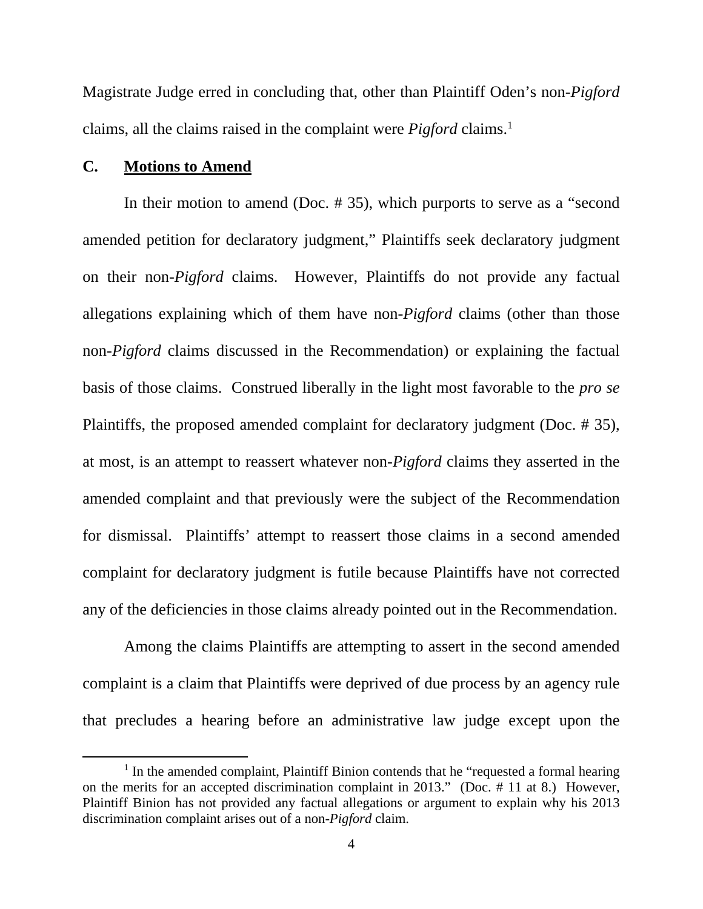Magistrate Judge erred in concluding that, other than Plaintiff Oden's non-*Pigford* claims, all the claims raised in the complaint were *Pigford* claims.[1]

### C. Motions to Amend

In their motion to amend (Doc. # 35), which purports to serve as a "second amended petition for declaratory judgment," Plaintiffs seek declaratory judgment on their non-*Pigford* claims. However, Plaintiffs do not provide any factual allegations explaining which of them have non-*Pigford* claims (other than those non-*Pigford* claims discussed in the Recommendation) or explaining the factual basis of those claims. Construed liberally in the light most favorable to the *pro se* Plaintiffs, the proposed amended complaint for declaratory judgment (Doc. # 35), at most, is an attempt to reassert whatever non-*Pigford* claims they asserted in the amended complaint and that previously were the subject of the Recommendation for dismissal. Plaintiffs' attempt to reassert those claims in a second amended complaint for declaratory judgment is futile because Plaintiffs have not corrected any of the deficiencies in those claims already pointed out in the Recommendation.

Among the claims Plaintiffs are attempting to assert in the second amended complaint is a claim that Plaintiffs were deprived of due process by an agency rule that precludes a hearing before an administrative law judge except upon the

[1] In the amended complaint, Plaintiff Binion contends that he "requested a formal hearing on the merits for an accepted discrimination complaint in 2013." (Doc. # 11 at 8.) However, Plaintiff Binion has not provided any factual allegations or argument to explain why his 2013 discrimination complaint arises out of a non-*Pigford* claim.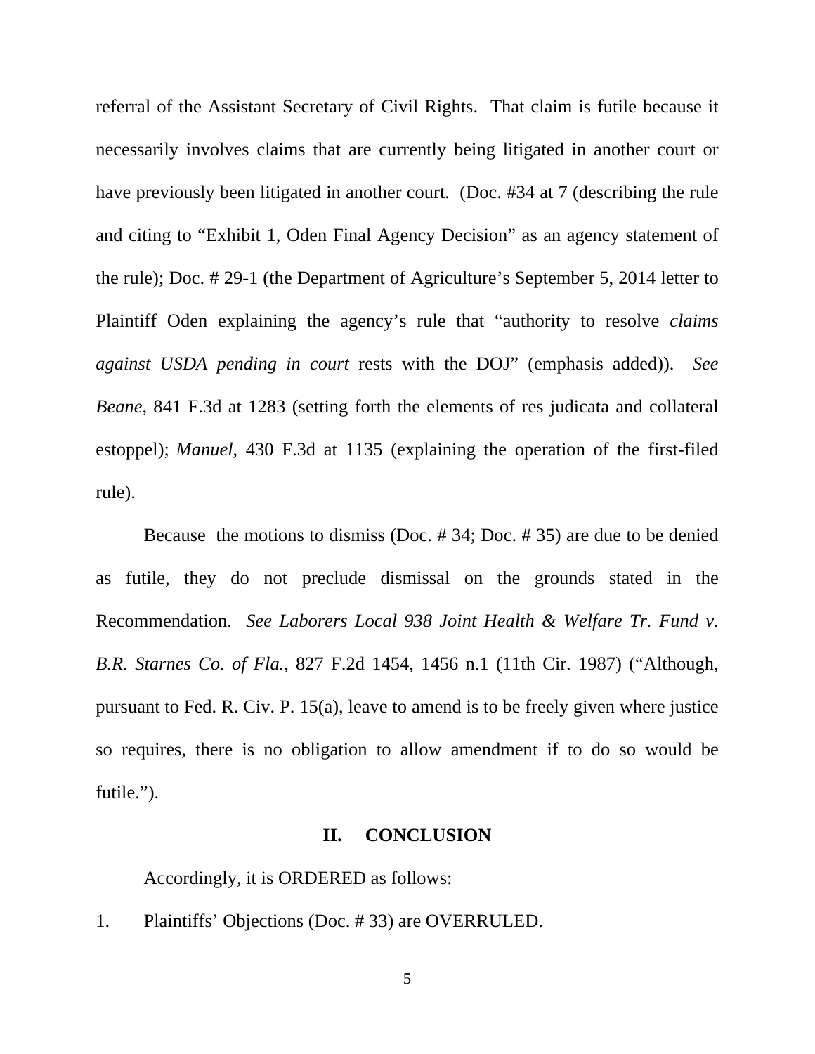referral of the Assistant Secretary of Civil Rights. That claim is futile because it necessarily involves claims that are currently being litigated in another court or have previously been litigated in another court. (Doc. #34 at 7 (describing the rule and citing to "Exhibit 1, Oden Final Agency Decision" as an agency statement of the rule); Doc. # 29-1 (the Department of Agriculture's September 5, 2014 letter to Plaintiff Oden explaining the agency's rule that "authority to resolve *claims against USDA pending in court* rests with the DOJ" (emphasis added)). *See Beane*, 841 F.3d at 1283 (setting forth the elements of res judicata and collateral estoppel); *Manuel*, 430 F.3d at 1135 (explaining the operation of the first-filed rule).

Because the motions to dismiss (Doc. # 34; Doc. # 35) are due to be denied as futile, they do not preclude dismissal on the grounds stated in the Recommendation. *See Laborers Local 938 Joint Health & Welfare Tr. Fund v. B.R. Starnes Co. of Fla.*, 827 F.2d 1454, 1456 n.1 (11th Cir. 1987) ("Although, pursuant to Fed. R. Civ. P. 15(a), leave to amend is to be freely given where justice so requires, there is no obligation to allow amendment if to do so would be futile.").

## II. CONCLUSION

Accordingly, it is ORDERED as follows:

1. Plaintiffs' Objections (Doc. # 33) are OVERRULED.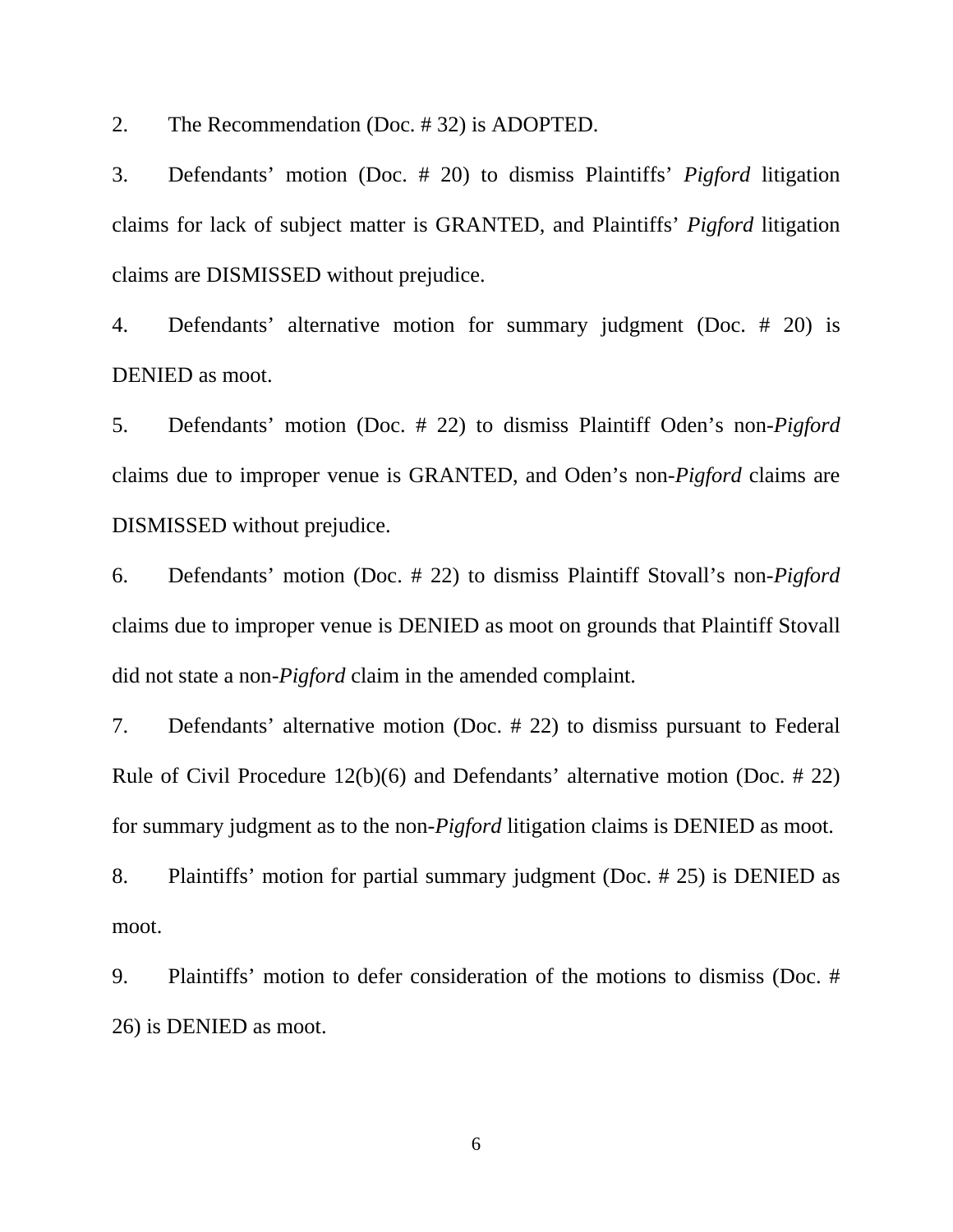2. The Recommendation (Doc. # 32) is ADOPTED.

3. Defendants' motion (Doc. # 20) to dismiss Plaintiffs' *Pigford* litigation claims for lack of subject matter is GRANTED, and Plaintiffs' *Pigford* litigation claims are DISMISSED without prejudice.

4. Defendants' alternative motion for summary judgment (Doc. # 20) is DENIED as moot.

5. Defendants' motion (Doc. # 22) to dismiss Plaintiff Oden's non-*Pigford* claims due to improper venue is GRANTED, and Oden's non-*Pigford* claims are DISMISSED without prejudice.

6. Defendants' motion (Doc. # 22) to dismiss Plaintiff Stovall's non-*Pigford* claims due to improper venue is DENIED as moot on grounds that Plaintiff Stovall did not state a non-*Pigford* claim in the amended complaint.

7. Defendants' alternative motion (Doc. # 22) to dismiss pursuant to Federal Rule of Civil Procedure 12(b)(6) and Defendants' alternative motion (Doc. # 22) for summary judgment as to the non-*Pigford* litigation claims is DENIED as moot.

8. Plaintiffs' motion for partial summary judgment (Doc. # 25) is DENIED as moot.

9. Plaintiffs' motion to defer consideration of the motions to dismiss (Doc. # 26) is DENIED as moot.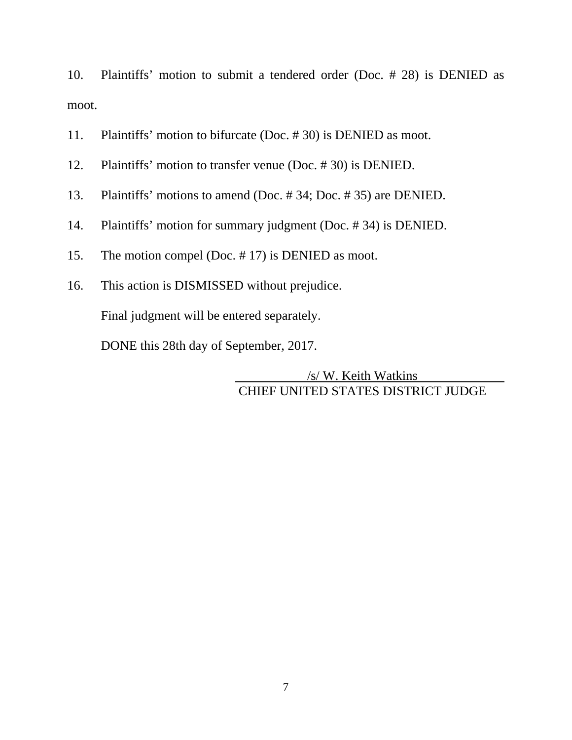10. Plaintiffs' motion to submit a tendered order (Doc. # 28) is DENIED as moot.

11. Plaintiffs' motion to bifurcate (Doc. # 30) is DENIED as moot.

12. Plaintiffs' motion to transfer venue (Doc. # 30) is DENIED.

13. Plaintiffs' motions to amend (Doc. # 34; Doc. # 35) are DENIED.

14. Plaintiffs' motion for summary judgment (Doc. # 34) is DENIED.

15. The motion compel (Doc. # 17) is DENIED as moot.

16. This action is DISMISSED without prejudice.

Final judgment will be entered separately.

DONE this 28th day of September, 2017.

/s/ W. Keith Watkins
CHIEF UNITED STATES DISTRICT JUDGE